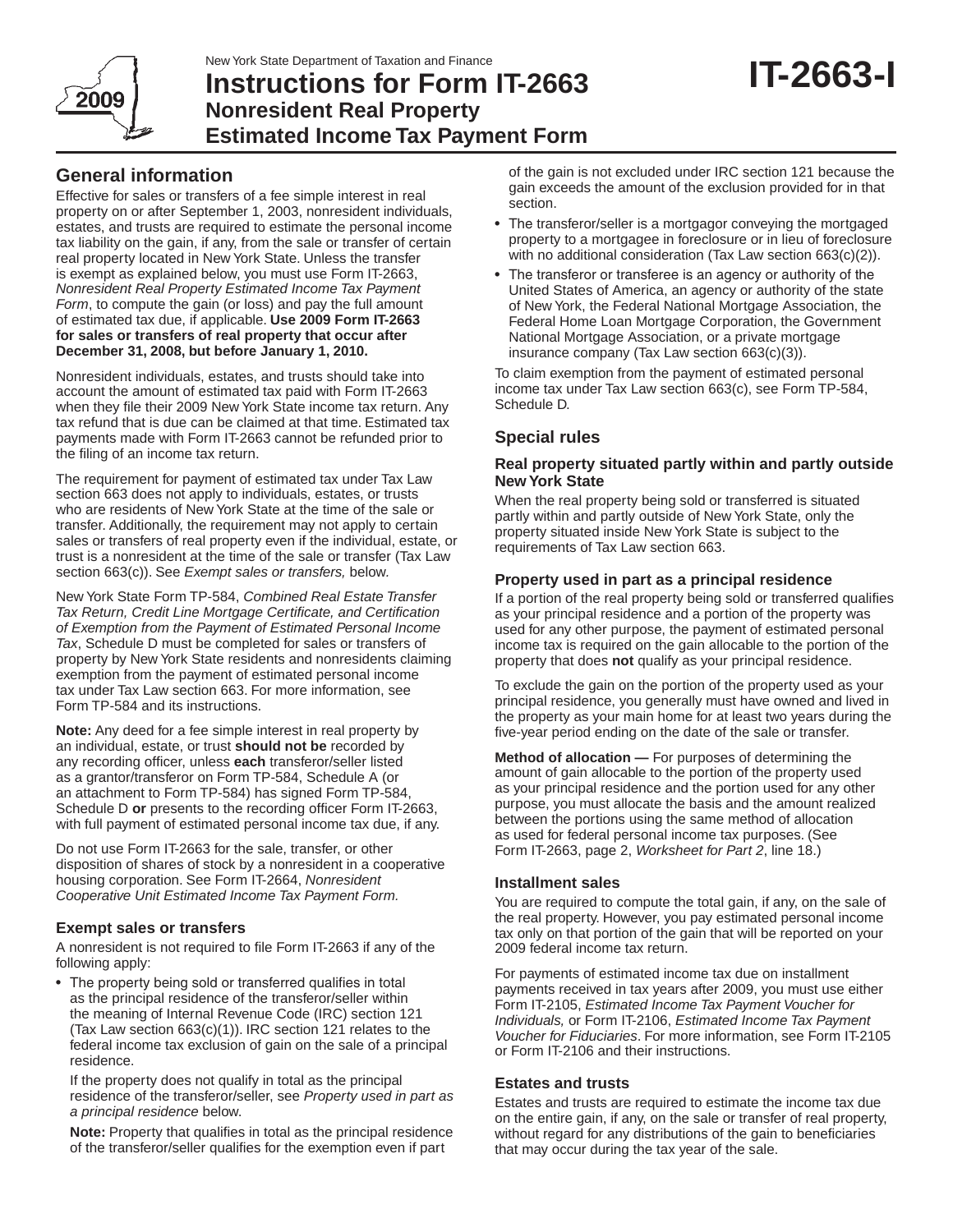New York State Department of Taxation and Finance

# Instructions for Form IT-2663 Nonresident Real Property Estimated Income Tax Payment Form

**IT-2663-I**

## General information

Effective for sales or transfers of a fee simple interest in real property on or after September 1, 2003, nonresident individuals, estates, and trusts are required to estimate the personal income tax liability on the gain, if any, from the sale or transfer of certain real property located in New York State. Unless the transfer is exempt as explained below, you must use Form IT-2663, *Nonresident Real Property Estimated Income Tax Payment Form*, to compute the gain (or loss) and pay the full amount of estimated tax due, if applicable. **Use 2009 Form IT-2663 for sales or transfers of real property that occur after December 31, 2008, but before January 1, 2010.**

Nonresident individuals, estates, and trusts should take into account the amount of estimated tax paid with Form IT-2663 when they file their 2009 New York State income tax return. Any tax refund that is due can be claimed at that time. Estimated tax payments made with Form IT-2663 cannot be refunded prior to the filing of an income tax return.

The requirement for payment of estimated tax under Tax Law section 663 does not apply to individuals, estates, or trusts who are residents of New York State at the time of the sale or transfer. Additionally, the requirement may not apply to certain sales or transfers of real property even if the individual, estate, or trust is a nonresident at the time of the sale or transfer (Tax Law section 663(c)). See *Exempt sales or transfers,* below.

New York State Form TP-584, *Combined Real Estate Transfer Tax Return, Credit Line Mortgage Certificate, and Certification of Exemption from the Payment of Estimated Personal Income Tax*, Schedule D must be completed for sales or transfers of property by New York State residents and nonresidents claiming exemption from the payment of estimated personal income tax under Tax Law section 663. For more information, see Form TP-584 and its instructions.

**Note:** Any deed for a fee simple interest in real property by an individual, estate, or trust **should not be** recorded by any recording officer, unless **each** transferor/seller listed as a grantor/transferor on Form TP-584, Schedule A (or an attachment to Form TP-584) has signed Form TP-584, Schedule D **or** presents to the recording officer Form IT-2663, with full payment of estimated personal income tax due, if any.

Do not use Form IT-2663 for the sale, transfer, or other disposition of shares of stock by a nonresident in a cooperative housing corporation. See Form IT-2664, *Nonresident Cooperative Unit Estimated Income Tax Payment Form.*

### Exempt sales or transfers

A nonresident is not required to file Form IT-2663 if any of the following apply:

- The property being sold or transferred qualifies in total as the principal residence of the transferor/seller within the meaning of Internal Revenue Code (IRC) section 121 (Tax Law section 663(c)(1)). IRC section 121 relates to the federal income tax exclusion of gain on the sale of a principal residence.

  If the property does not qualify in total as the principal residence of the transferor/seller, see *Property used in part as a principal residence* below.

  **Note:** Property that qualifies in total as the principal residence of the transferor/seller qualifies for the exemption even if part of the gain is not excluded under IRC section 121 because the gain exceeds the amount of the exclusion provided for in that section.
- The transferor/seller is a mortgagor conveying the mortgaged property to a mortgagee in foreclosure or in lieu of foreclosure with no additional consideration (Tax Law section 663(c)(2)).
- The transferor or transferee is an agency or authority of the United States of America, an agency or authority of the state of New York, the Federal National Mortgage Association, the Federal Home Loan Mortgage Corporation, the Government National Mortgage Association, or a private mortgage insurance company (Tax Law section 663(c)(3)).

To claim exemption from the payment of estimated personal income tax under Tax Law section 663(c), see Form TP-584, Schedule D.

## Special rules

### Real property situated partly within and partly outside New York State

When the real property being sold or transferred is situated partly within and partly outside of New York State, only the property situated inside New York State is subject to the requirements of Tax Law section 663.

### Property used in part as a principal residence

If a portion of the real property being sold or transferred qualifies as your principal residence and a portion of the property was used for any other purpose, the payment of estimated personal income tax is required on the gain allocable to the portion of the property that does **not** qualify as your principal residence.

To exclude the gain on the portion of the property used as your principal residence, you generally must have owned and lived in the property as your main home for at least two years during the five-year period ending on the date of the sale or transfer.

**Method of allocation —** For purposes of determining the amount of gain allocable to the portion of the property used as your principal residence and the portion used for any other purpose, you must allocate the basis and the amount realized between the portions using the same method of allocation as used for federal personal income tax purposes. (See Form IT-2663, page 2, *Worksheet for Part 2*, line 18.)

### Installment sales

You are required to compute the total gain, if any, on the sale of the real property. However, you pay estimated personal income tax only on that portion of the gain that will be reported on your 2009 federal income tax return.

For payments of estimated income tax due on installment payments received in tax years after 2009, you must use either Form IT-2105, *Estimated Income Tax Payment Voucher for Individuals,* or Form IT-2106, *Estimated Income Tax Payment Voucher for Fiduciaries*. For more information, see Form IT-2105 or Form IT-2106 and their instructions.

### Estates and trusts

Estates and trusts are required to estimate the income tax due on the entire gain, if any, on the sale or transfer of real property, without regard for any distributions of the gain to beneficiaries that may occur during the tax year of the sale.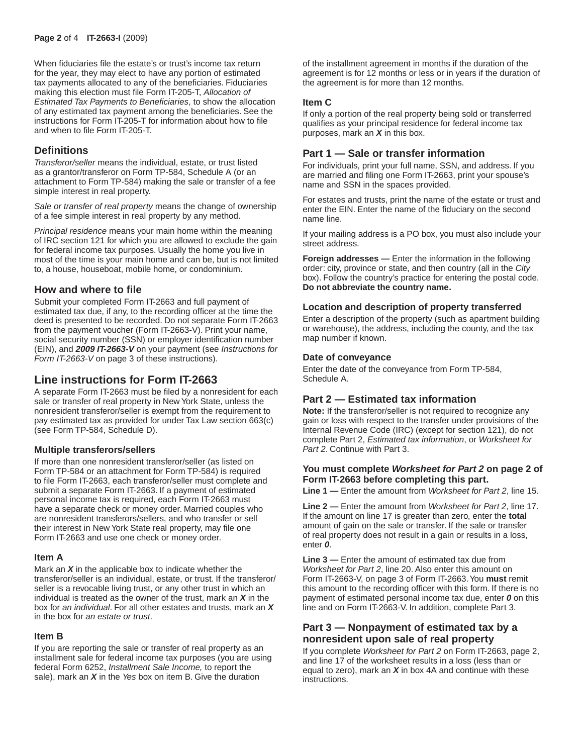When fiduciaries file the estate's or trust's income tax return for the year, they may elect to have any portion of estimated tax payments allocated to any of the beneficiaries. Fiduciaries making this election must file Form IT-205-T, *Allocation of Estimated Tax Payments to Beneficiaries*, to show the allocation of any estimated tax payment among the beneficiaries. See the instructions for Form IT-205-T for information about how to file and when to file Form IT-205-T.

## Definitions

*Transferor/seller* means the individual, estate, or trust listed as a grantor/transferor on Form TP-584, Schedule A (or an attachment to Form TP-584) making the sale or transfer of a fee simple interest in real property.

*Sale or transfer of real property* means the change of ownership of a fee simple interest in real property by any method.

*Principal residence* means your main home within the meaning of IRC section 121 for which you are allowed to exclude the gain for federal income tax purposes. Usually the home you live in most of the time is your main home and can be, but is not limited to, a house, houseboat, mobile home, or condominium.

## How and where to file

Submit your completed Form IT-2663 and full payment of estimated tax due, if any, to the recording officer at the time the deed is presented to be recorded. Do not separate Form IT-2663 from the payment voucher (Form IT-2663-V). Print your name, social security number (SSN) or employer identification number (EIN), and ***2009 IT-2663-V*** on your payment (see *Instructions for Form IT-2663-V* on page 3 of these instructions).

## Line instructions for Form IT-2663

A separate Form IT-2663 must be filed by a nonresident for each sale or transfer of real property in New York State, unless the nonresident transferor/seller is exempt from the requirement to pay estimated tax as provided for under Tax Law section 663(c) (see Form TP-584, Schedule D).

### Multiple transferors/sellers

If more than one nonresident transferor/seller (as listed on Form TP-584 or an attachment for Form TP-584) is required to file Form IT-2663, each transferor/seller must complete and submit a separate Form IT-2663. If a payment of estimated personal income tax is required, each Form IT-2663 must have a separate check or money order. Married couples who are nonresident transferors/sellers, and who transfer or sell their interest in New York State real property, may file one Form IT-2663 and use one check or money order.

### Item A

Mark an ***X*** in the applicable box to indicate whether the transferor/seller is an individual, estate, or trust. If the transferor/seller is a revocable living trust, or any other trust in which an individual is treated as the owner of the trust, mark an ***X*** in the box for *an individual*. For all other estates and trusts, mark an ***X*** in the box for *an estate or trust*.

### Item B

If you are reporting the sale or transfer of real property as an installment sale for federal income tax purposes (you are using federal Form 6252, *Installment Sale Income,* to report the sale), mark an ***X*** in the *Yes* box on item B. Give the duration of the installment agreement in months if the duration of the agreement is for 12 months or less or in years if the duration of the agreement is for more than 12 months.

### Item C

If only a portion of the real property being sold or transferred qualifies as your principal residence for federal income tax purposes, mark an ***X*** in this box.

## Part 1 — Sale or transfer information

For individuals, print your full name, SSN, and address. If you are married and filing one Form IT-2663, print your spouse's name and SSN in the spaces provided.

For estates and trusts, print the name of the estate or trust and enter the EIN. Enter the name of the fiduciary on the second name line.

If your mailing address is a PO box, you must also include your street address.

**Foreign addresses —** Enter the information in the following order: city, province or state, and then country (all in the *City* box). Follow the country's practice for entering the postal code. **Do not abbreviate the country name.**

### Location and description of property transferred

Enter a description of the property (such as apartment building or warehouse), the address, including the county, and the tax map number if known.

### Date of conveyance

Enter the date of the conveyance from Form TP-584, Schedule A.

## Part 2 — Estimated tax information

**Note:** If the transferor/seller is not required to recognize any gain or loss with respect to the transfer under provisions of the Internal Revenue Code (IRC) (except for section 121), do not complete Part 2, *Estimated tax information*, or *Worksheet for Part 2*. Continue with Part 3.

**You must complete *Worksheet for Part 2* on page 2 of Form IT-2663 before completing this part.**

**Line 1 —** Enter the amount from *Worksheet for Part 2*, line 15.

**Line 2 —** Enter the amount from *Worksheet for Part 2*, line 17. If the amount on line 17 is greater than zero, enter the **total** amount of gain on the sale or transfer. If the sale or transfer of real property does not result in a gain or results in a loss, enter ***0***.

**Line 3 —** Enter the amount of estimated tax due from *Worksheet for Part 2*, line 20. Also enter this amount on Form IT-2663-V, on page 3 of Form IT-2663. You **must** remit this amount to the recording officer with this form. If there is no payment of estimated personal income tax due, enter ***0*** on this line and on Form IT-2663-V. In addition, complete Part 3.

## Part 3 — Nonpayment of estimated tax by a nonresident upon sale of real property

If you complete *Worksheet for Part 2* on Form IT-2663, page 2, and line 17 of the worksheet results in a loss (less than or equal to zero), mark an ***X*** in box 4A and continue with these instructions.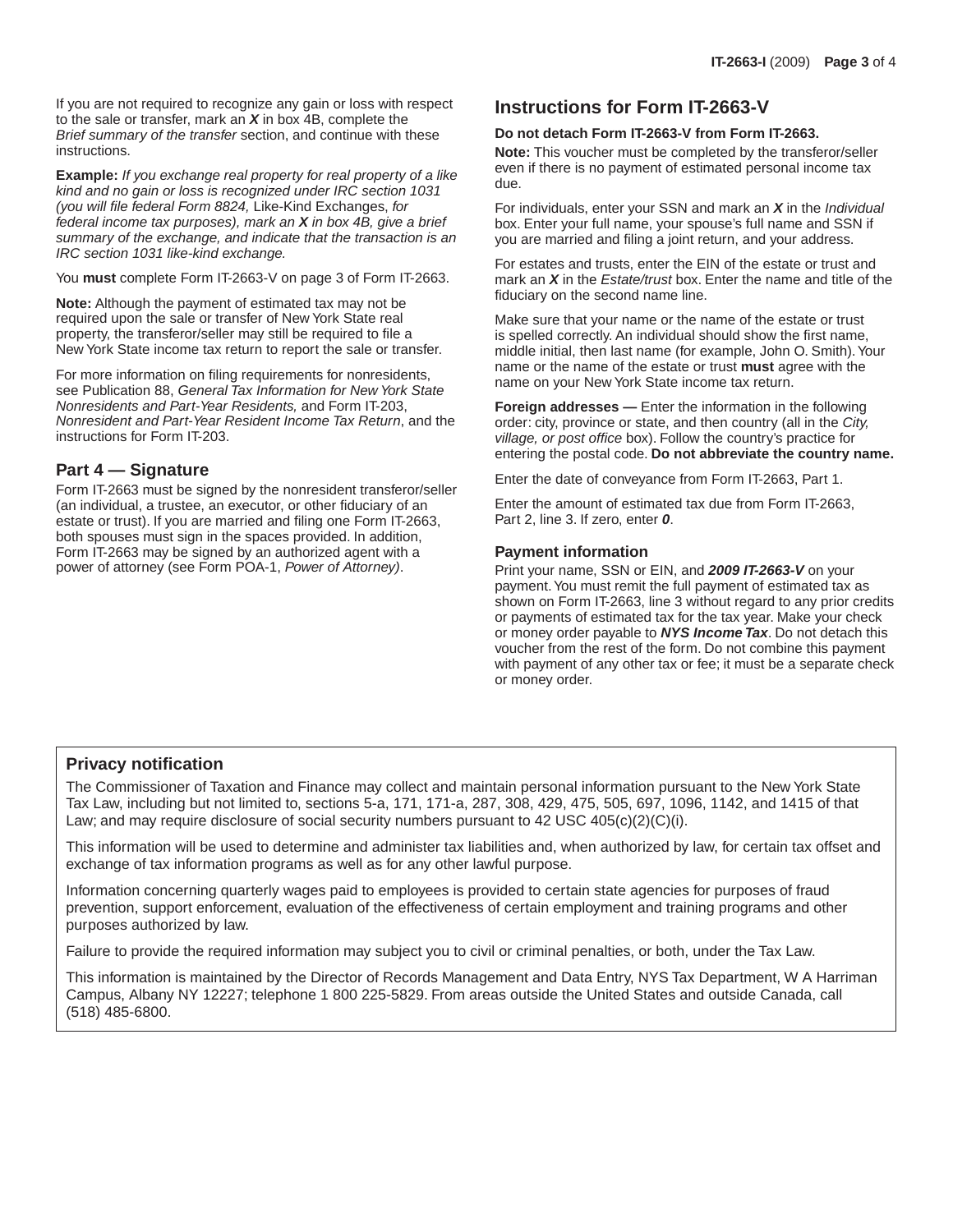If you are not required to recognize any gain or loss with respect to the sale or transfer, mark an ***X*** in box 4B, complete the *Brief summary of the transfer* section, and continue with these instructions.

**Example:** *If you exchange real property for real property of a like kind and no gain or loss is recognized under IRC section 1031 (you will file federal Form 8824,* Like-Kind Exchanges, *for federal income tax purposes), mark an **X** in box 4B, give a brief summary of the exchange, and indicate that the transaction is an IRC section 1031 like-kind exchange.*

You **must** complete Form IT-2663-V on page 3 of Form IT-2663.

**Note:** Although the payment of estimated tax may not be required upon the sale or transfer of New York State real property, the transferor/seller may still be required to file a New York State income tax return to report the sale or transfer.

For more information on filing requirements for nonresidents, see Publication 88, *General Tax Information for New York State Nonresidents and Part-Year Residents,* and Form IT-203, *Nonresident and Part-Year Resident Income Tax Return*, and the instructions for Form IT-203.

### Part 4 — Signature

Form IT-2663 must be signed by the nonresident transferor/seller (an individual, a trustee, an executor, or other fiduciary of an estate or trust). If you are married and filing one Form IT-2663, both spouses must sign in the spaces provided. In addition, Form IT-2663 may be signed by an authorized agent with a power of attorney (see Form POA-1, *Power of Attorney)*.

## Instructions for Form IT-2663-V

**Do not detach Form IT-2663-V from Form IT-2663.**

**Note:** This voucher must be completed by the transferor/seller even if there is no payment of estimated personal income tax due.

For individuals, enter your SSN and mark an ***X*** in the *Individual* box. Enter your full name, your spouse's full name and SSN if you are married and filing a joint return, and your address.

For estates and trusts, enter the EIN of the estate or trust and mark an ***X*** in the *Estate/trust* box. Enter the name and title of the fiduciary on the second name line.

Make sure that your name or the name of the estate or trust is spelled correctly. An individual should show the first name, middle initial, then last name (for example, John O. Smith). Your name or the name of the estate or trust **must** agree with the name on your New York State income tax return.

**Foreign addresses —** Enter the information in the following order: city, province or state, and then country (all in the *City, village, or post office* box). Follow the country's practice for entering the postal code. **Do not abbreviate the country name.**

Enter the date of conveyance from Form IT-2663, Part 1.

Enter the amount of estimated tax due from Form IT-2663, Part 2, line 3. If zero, enter ***0***.

### Payment information

Print your name, SSN or EIN, and ***2009 IT-2663-V*** on your payment. You must remit the full payment of estimated tax as shown on Form IT-2663, line 3 without regard to any prior credits or payments of estimated tax for the tax year. Make your check or money order payable to ***NYS Income Tax***. Do not detach this voucher from the rest of the form. Do not combine this payment with payment of any other tax or fee; it must be a separate check or money order.

### Privacy notification

The Commissioner of Taxation and Finance may collect and maintain personal information pursuant to the New York State Tax Law, including but not limited to, sections 5-a, 171, 171-a, 287, 308, 429, 475, 505, 697, 1096, 1142, and 1415 of that Law; and may require disclosure of social security numbers pursuant to 42 USC 405(c)(2)(C)(i).

This information will be used to determine and administer tax liabilities and, when authorized by law, for certain tax offset and exchange of tax information programs as well as for any other lawful purpose.

Information concerning quarterly wages paid to employees is provided to certain state agencies for purposes of fraud prevention, support enforcement, evaluation of the effectiveness of certain employment and training programs and other purposes authorized by law.

Failure to provide the required information may subject you to civil or criminal penalties, or both, under the Tax Law.

This information is maintained by the Director of Records Management and Data Entry, NYS Tax Department, W A Harriman Campus, Albany NY 12227; telephone 1 800 225-5829. From areas outside the United States and outside Canada, call (518) 485-6800.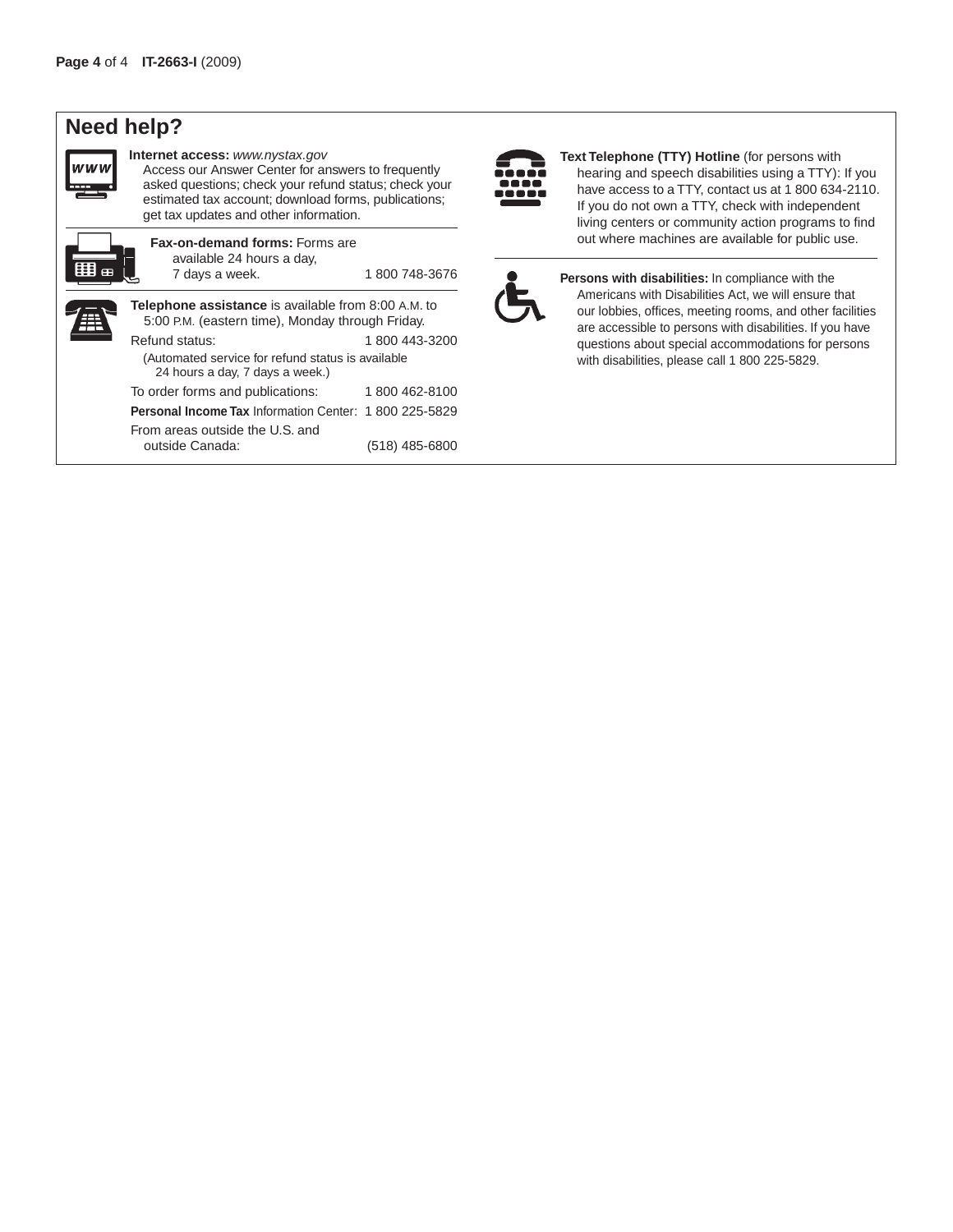## Need help?

**Internet access:** *www.nystax.gov*
Access our Answer Center for answers to frequently asked questions; check your refund status; check your estimated tax account; download forms, publications; get tax updates and other information.

**Fax-on-demand forms:** Forms are available 24 hours a day, 7 days a week. 1 800 748-3676

**Telephone assistance** is available from 8:00 A.M. to 5:00 P.M. (eastern time), Monday through Friday.

| | |
|---|---|
| Refund status: | 1 800 443-3200 |
| (Automated service for refund status is available 24 hours a day, 7 days a week.) | |
| To order forms and publications: | 1 800 462-8100 |
| **Personal Income Tax** Information Center: | 1 800 225-5829 |
| From areas outside the U.S. and outside Canada: | (518) 485-6800 |

**Text Telephone (TTY) Hotline** (for persons with hearing and speech disabilities using a TTY): If you have access to a TTY, contact us at 1 800 634-2110. If you do not own a TTY, check with independent living centers or community action programs to find out where machines are available for public use.

**Persons with disabilities:** In compliance with the Americans with Disabilities Act, we will ensure that our lobbies, offices, meeting rooms, and other facilities are accessible to persons with disabilities. If you have questions about special accommodations for persons with disabilities, please call 1 800 225-5829.